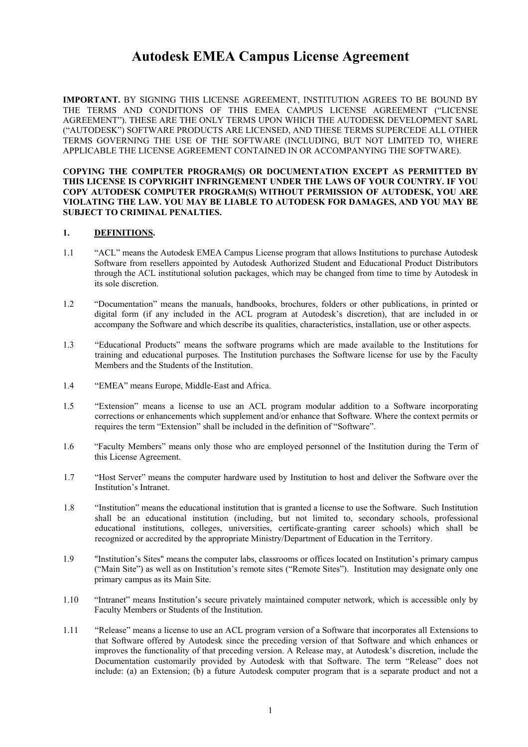# Autodesk EMEA Campus License Agreement

**IMPORTANT.** BY SIGNING THIS LICENSE AGREEMENT, INSTITUTION AGREES TO BE BOUND BY THE TERMS AND CONDITIONS OF THIS EMEA CAMPUS LICENSE AGREEMENT ("LICENSE AGREEMENT"). THESE ARE THE ONLY TERMS UPON WHICH THE AUTODESK DEVELOPMENT SARL ("AUTODESK") SOFTWARE PRODUCTS ARE LICENSED, AND THESE TERMS SUPERCEDE ALL OTHER TERMS GOVERNING THE USE OF THE SOFTWARE (INCLUDING, BUT NOT LIMITED TO, WHERE APPLICABLE THE LICENSE AGREEMENT CONTAINED IN OR ACCOMPANYING THE SOFTWARE).

**COPYING THE COMPUTER PROGRAM(S) OR DOCUMENTATION EXCEPT AS PERMITTED BY THIS LICENSE IS COPYRIGHT INFRINGEMENT UNDER THE LAWS OF YOUR COUNTRY. IF YOU COPY AUTODESK COMPUTER PROGRAM(S) WITHOUT PERMISSION OF AUTODESK, YOU ARE VIOLATING THE LAW. YOU MAY BE LIABLE TO AUTODESK FOR DAMAGES, AND YOU MAY BE SUBJECT TO CRIMINAL PENALTIES.**

## 1. DEFINITIONS.

1.1 "ACL" means the Autodesk EMEA Campus License program that allows Institutions to purchase Autodesk Software from resellers appointed by Autodesk Authorized Student and Educational Product Distributors through the ACL institutional solution packages, which may be changed from time to time by Autodesk in its sole discretion.

1.2 "Documentation" means the manuals, handbooks, brochures, folders or other publications, in printed or digital form (if any included in the ACL program at Autodesk's discretion), that are included in or accompany the Software and which describe its qualities, characteristics, installation, use or other aspects.

1.3 "Educational Products" means the software programs which are made available to the Institutions for training and educational purposes. The Institution purchases the Software license for use by the Faculty Members and the Students of the Institution.

1.4 "EMEA" means Europe, Middle-East and Africa.

1.5 "Extension" means a license to use an ACL program modular addition to a Software incorporating corrections or enhancements which supplement and/or enhance that Software. Where the context permits or requires the term "Extension" shall be included in the definition of "Software".

1.6 "Faculty Members" means only those who are employed personnel of the Institution during the Term of this License Agreement.

1.7 "Host Server" means the computer hardware used by Institution to host and deliver the Software over the Institution's Intranet.

1.8 "Institution" means the educational institution that is granted a license to use the Software. Such Institution shall be an educational institution (including, but not limited to, secondary schools, professional educational institutions, colleges, universities, certificate-granting career schools) which shall be recognized or accredited by the appropriate Ministry/Department of Education in the Territory.

1.9 "Institution's Sites" means the computer labs, classrooms or offices located on Institution's primary campus ("Main Site") as well as on Institution's remote sites ("Remote Sites"). Institution may designate only one primary campus as its Main Site.

1.10 "Intranet" means Institution's secure privately maintained computer network, which is accessible only by Faculty Members or Students of the Institution.

1.11 "Release" means a license to use an ACL program version of a Software that incorporates all Extensions to that Software offered by Autodesk since the preceding version of that Software and which enhances or improves the functionality of that preceding version. A Release may, at Autodesk's discretion, include the Documentation customarily provided by Autodesk with that Software. The term "Release" does not include: (a) an Extension; (b) a future Autodesk computer program that is a separate product and not a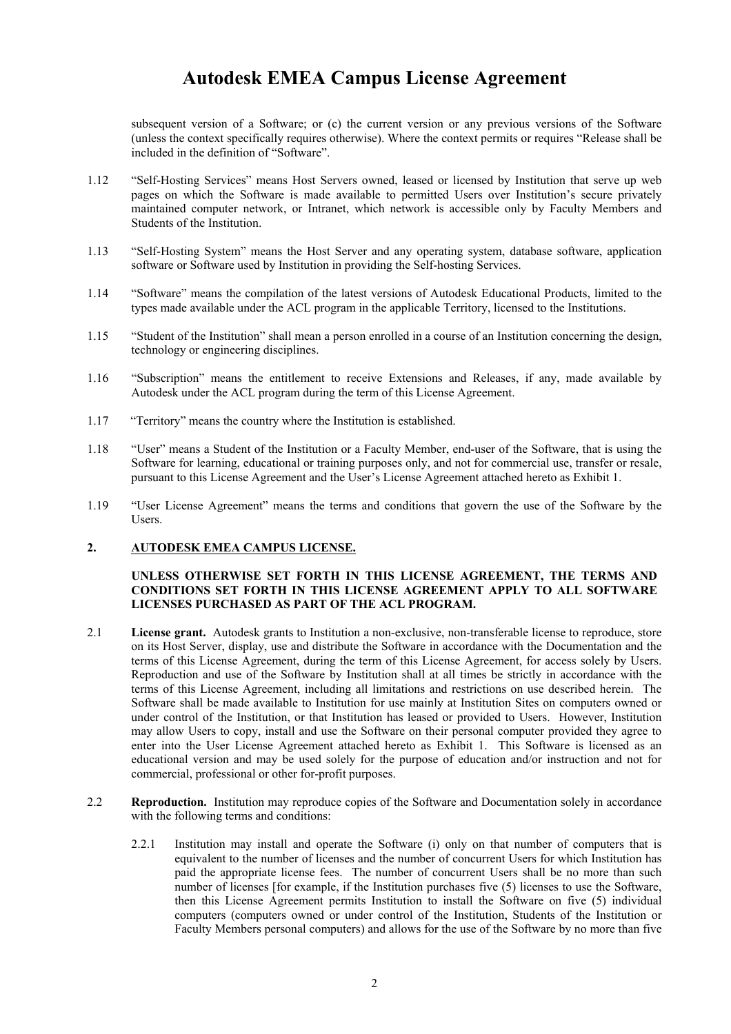subsequent version of a Software; or (c) the current version or any previous versions of the Software (unless the context specifically requires otherwise). Where the context permits or requires "Release shall be included in the definition of "Software".

1.12 "Self-Hosting Services" means Host Servers owned, leased or licensed by Institution that serve up web pages on which the Software is made available to permitted Users over Institution's secure privately maintained computer network, or Intranet, which network is accessible only by Faculty Members and Students of the Institution.

1.13 "Self-Hosting System" means the Host Server and any operating system, database software, application software or Software used by Institution in providing the Self-hosting Services.

1.14 "Software" means the compilation of the latest versions of Autodesk Educational Products, limited to the types made available under the ACL program in the applicable Territory, licensed to the Institutions.

1.15 "Student of the Institution" shall mean a person enrolled in a course of an Institution concerning the design, technology or engineering disciplines.

1.16 "Subscription" means the entitlement to receive Extensions and Releases, if any, made available by Autodesk under the ACL program during the term of this License Agreement.

1.17 "Territory" means the country where the Institution is established.

1.18 "User" means a Student of the Institution or a Faculty Member, end-user of the Software, that is using the Software for learning, educational or training purposes only, and not for commercial use, transfer or resale, pursuant to this License Agreement and the User's License Agreement attached hereto as Exhibit 1.

1.19 "User License Agreement" means the terms and conditions that govern the use of the Software by the Users.

## 2. AUTODESK EMEA CAMPUS LICENSE.

**UNLESS OTHERWISE SET FORTH IN THIS LICENSE AGREEMENT, THE TERMS AND CONDITIONS SET FORTH IN THIS LICENSE AGREEMENT APPLY TO ALL SOFTWARE LICENSES PURCHASED AS PART OF THE ACL PROGRAM.**

2.1 **License grant.** Autodesk grants to Institution a non-exclusive, non-transferable license to reproduce, store on its Host Server, display, use and distribute the Software in accordance with the Documentation and the terms of this License Agreement, during the term of this License Agreement, for access solely by Users. Reproduction and use of the Software by Institution shall at all times be strictly in accordance with the terms of this License Agreement, including all limitations and restrictions on use described herein. The Software shall be made available to Institution for use mainly at Institution Sites on computers owned or under control of the Institution, or that Institution has leased or provided to Users. However, Institution may allow Users to copy, install and use the Software on their personal computer provided they agree to enter into the User License Agreement attached hereto as Exhibit 1. This Software is licensed as an educational version and may be used solely for the purpose of education and/or instruction and not for commercial, professional or other for-profit purposes.

2.2 **Reproduction.** Institution may reproduce copies of the Software and Documentation solely in accordance with the following terms and conditions:

2.2.1 Institution may install and operate the Software (i) only on that number of computers that is equivalent to the number of licenses and the number of concurrent Users for which Institution has paid the appropriate license fees. The number of concurrent Users shall be no more than such number of licenses [for example, if the Institution purchases five (5) licenses to use the Software, then this License Agreement permits Institution to install the Software on five (5) individual computers (computers owned or under control of the Institution, Students of the Institution or Faculty Members personal computers) and allows for the use of the Software by no more than five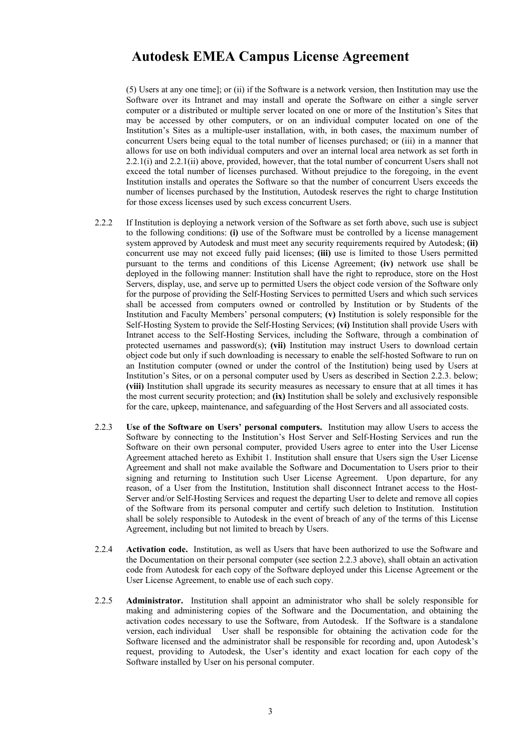(5) Users at any one time]; or (ii) if the Software is a network version, then Institution may use the Software over its Intranet and may install and operate the Software on either a single server computer or a distributed or multiple server located on one or more of the Institution's Sites that may be accessed by other computers, or on an individual computer located on one of the Institution's Sites as a multiple-user installation, with, in both cases, the maximum number of concurrent Users being equal to the total number of licenses purchased; or (iii) in a manner that allows for use on both individual computers and over an internal local area network as set forth in 2.2.1(i) and 2.2.1(ii) above, provided, however, that the total number of concurrent Users shall not exceed the total number of licenses purchased. Without prejudice to the foregoing, in the event Institution installs and operates the Software so that the number of concurrent Users exceeds the number of licenses purchased by the Institution, Autodesk reserves the right to charge Institution for those excess licenses used by such excess concurrent Users.

2.2.2 If Institution is deploying a network version of the Software as set forth above, such use is subject to the following conditions: **(i)** use of the Software must be controlled by a license management system approved by Autodesk and must meet any security requirements required by Autodesk; **(ii)** concurrent use may not exceed fully paid licenses; **(iii)** use is limited to those Users permitted pursuant to the terms and conditions of this License Agreement; **(iv)** network use shall be deployed in the following manner: Institution shall have the right to reproduce, store on the Host Servers, display, use, and serve up to permitted Users the object code version of the Software only for the purpose of providing the Self-Hosting Services to permitted Users and which such services shall be accessed from computers owned or controlled by Institution or by Students of the Institution and Faculty Members' personal computers; **(v)** Institution is solely responsible for the Self-Hosting System to provide the Self-Hosting Services; **(vi)** Institution shall provide Users with Intranet access to the Self-Hosting Services, including the Software, through a combination of protected usernames and password(s); **(vii)** Institution may instruct Users to download certain object code but only if such downloading is necessary to enable the self-hosted Software to run on an Institution computer (owned or under the control of the Institution) being used by Users at Institution's Sites, or on a personal computer used by Users as described in Section 2.2.3. below; **(viii)** Institution shall upgrade its security measures as necessary to ensure that at all times it has the most current security protection; and **(ix)** Institution shall be solely and exclusively responsible for the care, upkeep, maintenance, and safeguarding of the Host Servers and all associated costs.

2.2.3 **Use of the Software on Users' personal computers.** Institution may allow Users to access the Software by connecting to the Institution's Host Server and Self-Hosting Services and run the Software on their own personal computer, provided Users agree to enter into the User License Agreement attached hereto as Exhibit 1. Institution shall ensure that Users sign the User License Agreement and shall not make available the Software and Documentation to Users prior to their signing and returning to Institution such User License Agreement. Upon departure, for any reason, of a User from the Institution, Institution shall disconnect Intranet access to the Host-Server and/or Self-Hosting Services and request the departing User to delete and remove all copies of the Software from its personal computer and certify such deletion to Institution. Institution shall be solely responsible to Autodesk in the event of breach of any of the terms of this License Agreement, including but not limited to breach by Users.

2.2.4 **Activation code.** Institution, as well as Users that have been authorized to use the Software and the Documentation on their personal computer (see section 2.2.3 above), shall obtain an activation code from Autodesk for each copy of the Software deployed under this License Agreement or the User License Agreement, to enable use of each such copy.

2.2.5 **Administrator.** Institution shall appoint an administrator who shall be solely responsible for making and administering copies of the Software and the Documentation, and obtaining the activation codes necessary to use the Software, from Autodesk. If the Software is a standalone version, each individual User shall be responsible for obtaining the activation code for the Software licensed and the administrator shall be responsible for recording and, upon Autodesk's request, providing to Autodesk, the User's identity and exact location for each copy of the Software installed by User on his personal computer.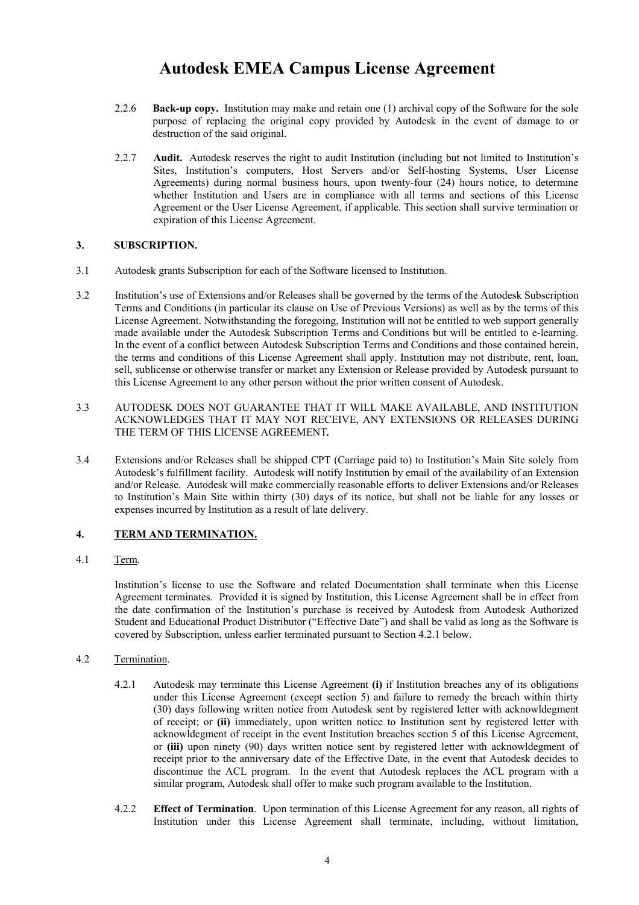# Autodesk EMEA Campus License Agreement

2.2.6 **Back-up copy.** Institution may make and retain one (1) archival copy of the Software for the sole purpose of replacing the original copy provided by Autodesk in the event of damage to or destruction of the said original.

2.2.7 **Audit.** Autodesk reserves the right to audit Institution (including but not limited to Institution's Sites, Institution's computers, Host Servers and/or Self-hosting Systems, User License Agreements) during normal business hours, upon twenty-four (24) hours notice, to determine whether Institution and Users are in compliance with all terms and sections of this License Agreement or the User License Agreement, if applicable. This section shall survive termination or expiration of this License Agreement.

## 3. SUBSCRIPTION.

3.1 Autodesk grants Subscription for each of the Software licensed to Institution.

3.2 Institution's use of Extensions and/or Releases shall be governed by the terms of the Autodesk Subscription Terms and Conditions (in particular its clause on Use of Previous Versions) as well as by the terms of this License Agreement. Notwithstanding the foregoing, Institution will not be entitled to web support generally made available under the Autodesk Subscription Terms and Conditions but will be entitled to e-learning. In the event of a conflict between Autodesk Subscription Terms and Conditions and those contained herein, the terms and conditions of this License Agreement shall apply. Institution may not distribute, rent, loan, sell, sublicense or otherwise transfer or market any Extension or Release provided by Autodesk pursuant to this License Agreement to any other person without the prior written consent of Autodesk.

3.3 AUTODESK DOES NOT GUARANTEE THAT IT WILL MAKE AVAILABLE, AND INSTITUTION ACKNOWLEDGES THAT IT MAY NOT RECEIVE, ANY EXTENSIONS OR RELEASES DURING THE TERM OF THIS LICENSE AGREEMENT**.**

3.4 Extensions and/or Releases shall be shipped CPT (Carriage paid to) to Institution's Main Site solely from Autodesk's fulfillment facility. Autodesk will notify Institution by email of the availability of an Extension and/or Release. Autodesk will make commercially reasonable efforts to deliver Extensions and/or Releases to Institution's Main Site within thirty (30) days of its notice, but shall not be liable for any losses or expenses incurred by Institution as a result of late delivery.

## 4. TERM AND TERMINATION.

4.1 Term.

Institution's license to use the Software and related Documentation shall terminate when this License Agreement terminates. Provided it is signed by Institution, this License Agreement shall be in effect from the date confirmation of the Institution's purchase is received by Autodesk from Autodesk Authorized Student and Educational Product Distributor ("Effective Date") and shall be valid as long as the Software is covered by Subscription, unless earlier terminated pursuant to Section 4.2.1 below.

4.2 Termination.

4.2.1 Autodesk may terminate this License Agreement **(i)** if Institution breaches any of its obligations under this License Agreement (except section 5) and failure to remedy the breach within thirty (30) days following written notice from Autodesk sent by registered letter with acknowldegment of receipt; or **(ii)** immediately, upon written notice to Institution sent by registered letter with acknowldegment of receipt in the event Institution breaches section 5 of this License Agreement, or **(iii)** upon ninety (90) days written notice sent by registered letter with acknowldegment of receipt prior to the anniversary date of the Effective Date, in the event that Autodesk decides to discontinue the ACL program. In the event that Autodesk replaces the ACL program with a similar program, Autodesk shall offer to make such program available to the Institution.

4.2.2 **Effect of Termination**. Upon termination of this License Agreement for any reason, all rights of Institution under this License Agreement shall terminate, including, without limitation,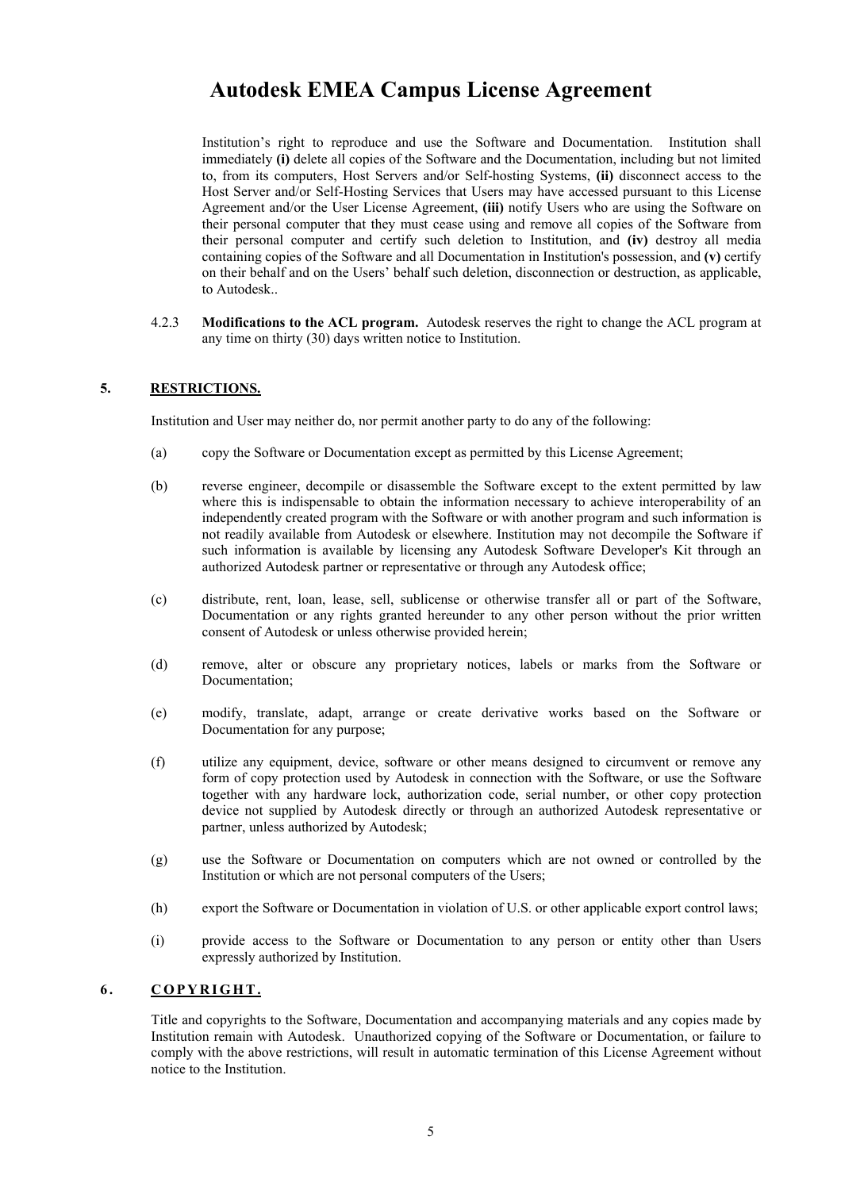Institution's right to reproduce and use the Software and Documentation. Institution shall immediately **(i)** delete all copies of the Software and the Documentation, including but not limited to, from its computers, Host Servers and/or Self-hosting Systems, **(ii)** disconnect access to the Host Server and/or Self-Hosting Services that Users may have accessed pursuant to this License Agreement and/or the User License Agreement, **(iii)** notify Users who are using the Software on their personal computer that they must cease using and remove all copies of the Software from their personal computer and certify such deletion to Institution, and **(iv)** destroy all media containing copies of the Software and all Documentation in Institution's possession, and **(v)** certify on their behalf and on the Users' behalf such deletion, disconnection or destruction, as applicable, to Autodesk..

4.2.3 **Modifications to the ACL program.** Autodesk reserves the right to change the ACL program at any time on thirty (30) days written notice to Institution.

## 5. RESTRICTIONS.

Institution and User may neither do, nor permit another party to do any of the following:

(a) copy the Software or Documentation except as permitted by this License Agreement;

(b) reverse engineer, decompile or disassemble the Software except to the extent permitted by law where this is indispensable to obtain the information necessary to achieve interoperability of an independently created program with the Software or with another program and such information is not readily available from Autodesk or elsewhere. Institution may not decompile the Software if such information is available by licensing any Autodesk Software Developer's Kit through an authorized Autodesk partner or representative or through any Autodesk office;

(c) distribute, rent, loan, lease, sell, sublicense or otherwise transfer all or part of the Software, Documentation or any rights granted hereunder to any other person without the prior written consent of Autodesk or unless otherwise provided herein;

(d) remove, alter or obscure any proprietary notices, labels or marks from the Software or Documentation;

(e) modify, translate, adapt, arrange or create derivative works based on the Software or Documentation for any purpose;

(f) utilize any equipment, device, software or other means designed to circumvent or remove any form of copy protection used by Autodesk in connection with the Software, or use the Software together with any hardware lock, authorization code, serial number, or other copy protection device not supplied by Autodesk directly or through an authorized Autodesk representative or partner, unless authorized by Autodesk;

(g) use the Software or Documentation on computers which are not owned or controlled by the Institution or which are not personal computers of the Users;

(h) export the Software or Documentation in violation of U.S. or other applicable export control laws;

(i) provide access to the Software or Documentation to any person or entity other than Users expressly authorized by Institution.

## 6. COPYRIGHT.

Title and copyrights to the Software, Documentation and accompanying materials and any copies made by Institution remain with Autodesk. Unauthorized copying of the Software or Documentation, or failure to comply with the above restrictions, will result in automatic termination of this License Agreement without notice to the Institution.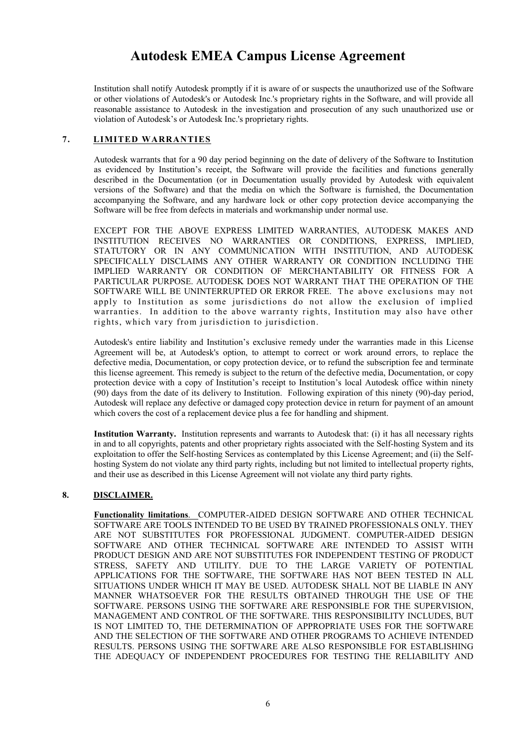# Autodesk EMEA Campus License Agreement

Institution shall notify Autodesk promptly if it is aware of or suspects the unauthorized use of the Software or other violations of Autodesk's or Autodesk Inc.'s proprietary rights in the Software, and will provide all reasonable assistance to Autodesk in the investigation and prosecution of any such unauthorized use or violation of Autodesk's or Autodesk Inc.'s proprietary rights.

## 7. LIMITED WARRANTIES

Autodesk warrants that for a 90 day period beginning on the date of delivery of the Software to Institution as evidenced by Institution's receipt, the Software will provide the facilities and functions generally described in the Documentation (or in Documentation usually provided by Autodesk with equivalent versions of the Software) and that the media on which the Software is furnished, the Documentation accompanying the Software, and any hardware lock or other copy protection device accompanying the Software will be free from defects in materials and workmanship under normal use.

EXCEPT FOR THE ABOVE EXPRESS LIMITED WARRANTIES, AUTODESK MAKES AND INSTITUTION RECEIVES NO WARRANTIES OR CONDITIONS, EXPRESS, IMPLIED, STATUTORY OR IN ANY COMMUNICATION WITH INSTITUTION, AND AUTODESK SPECIFICALLY DISCLAIMS ANY OTHER WARRANTY OR CONDITION INCLUDING THE IMPLIED WARRANTY OR CONDITION OF MERCHANTABILITY OR FITNESS FOR A PARTICULAR PURPOSE. AUTODESK DOES NOT WARRANT THAT THE OPERATION OF THE SOFTWARE WILL BE UNINTERRUPTED OR ERROR FREE. The above exclusions may not apply to Institution as some jurisdictions do not allow the exclusion of implied warranties. In addition to the above warranty rights, Institution may also have other rights, which vary from jurisdiction to jurisdiction.

Autodesk's entire liability and Institution's exclusive remedy under the warranties made in this License Agreement will be, at Autodesk's option, to attempt to correct or work around errors, to replace the defective media, Documentation, or copy protection device, or to refund the subscription fee and terminate this license agreement. This remedy is subject to the return of the defective media, Documentation, or copy protection device with a copy of Institution's receipt to Institution's local Autodesk office within ninety (90) days from the date of its delivery to Institution. Following expiration of this ninety (90)-day period, Autodesk will replace any defective or damaged copy protection device in return for payment of an amount which covers the cost of a replacement device plus a fee for handling and shipment.

**Institution Warranty.** Institution represents and warrants to Autodesk that: (i) it has all necessary rights in and to all copyrights, patents and other proprietary rights associated with the Self-hosting System and its exploitation to offer the Self-hosting Services as contemplated by this License Agreement; and (ii) the Self-hosting System do not violate any third party rights, including but not limited to intellectual property rights, and their use as described in this License Agreement will not violate any third party rights.

## 8. DISCLAIMER.

**Functionality limitations**. COMPUTER-AIDED DESIGN SOFTWARE AND OTHER TECHNICAL SOFTWARE ARE TOOLS INTENDED TO BE USED BY TRAINED PROFESSIONALS ONLY. THEY ARE NOT SUBSTITUTES FOR PROFESSIONAL JUDGMENT. COMPUTER-AIDED DESIGN SOFTWARE AND OTHER TECHNICAL SOFTWARE ARE INTENDED TO ASSIST WITH PRODUCT DESIGN AND ARE NOT SUBSTITUTES FOR INDEPENDENT TESTING OF PRODUCT STRESS, SAFETY AND UTILITY. DUE TO THE LARGE VARIETY OF POTENTIAL APPLICATIONS FOR THE SOFTWARE, THE SOFTWARE HAS NOT BEEN TESTED IN ALL SITUATIONS UNDER WHICH IT MAY BE USED. AUTODESK SHALL NOT BE LIABLE IN ANY MANNER WHATSOEVER FOR THE RESULTS OBTAINED THROUGH THE USE OF THE SOFTWARE. PERSONS USING THE SOFTWARE ARE RESPONSIBLE FOR THE SUPERVISION, MANAGEMENT AND CONTROL OF THE SOFTWARE. THIS RESPONSIBILITY INCLUDES, BUT IS NOT LIMITED TO, THE DETERMINATION OF APPROPRIATE USES FOR THE SOFTWARE AND THE SELECTION OF THE SOFTWARE AND OTHER PROGRAMS TO ACHIEVE INTENDED RESULTS. PERSONS USING THE SOFTWARE ARE ALSO RESPONSIBLE FOR ESTABLISHING THE ADEQUACY OF INDEPENDENT PROCEDURES FOR TESTING THE RELIABILITY AND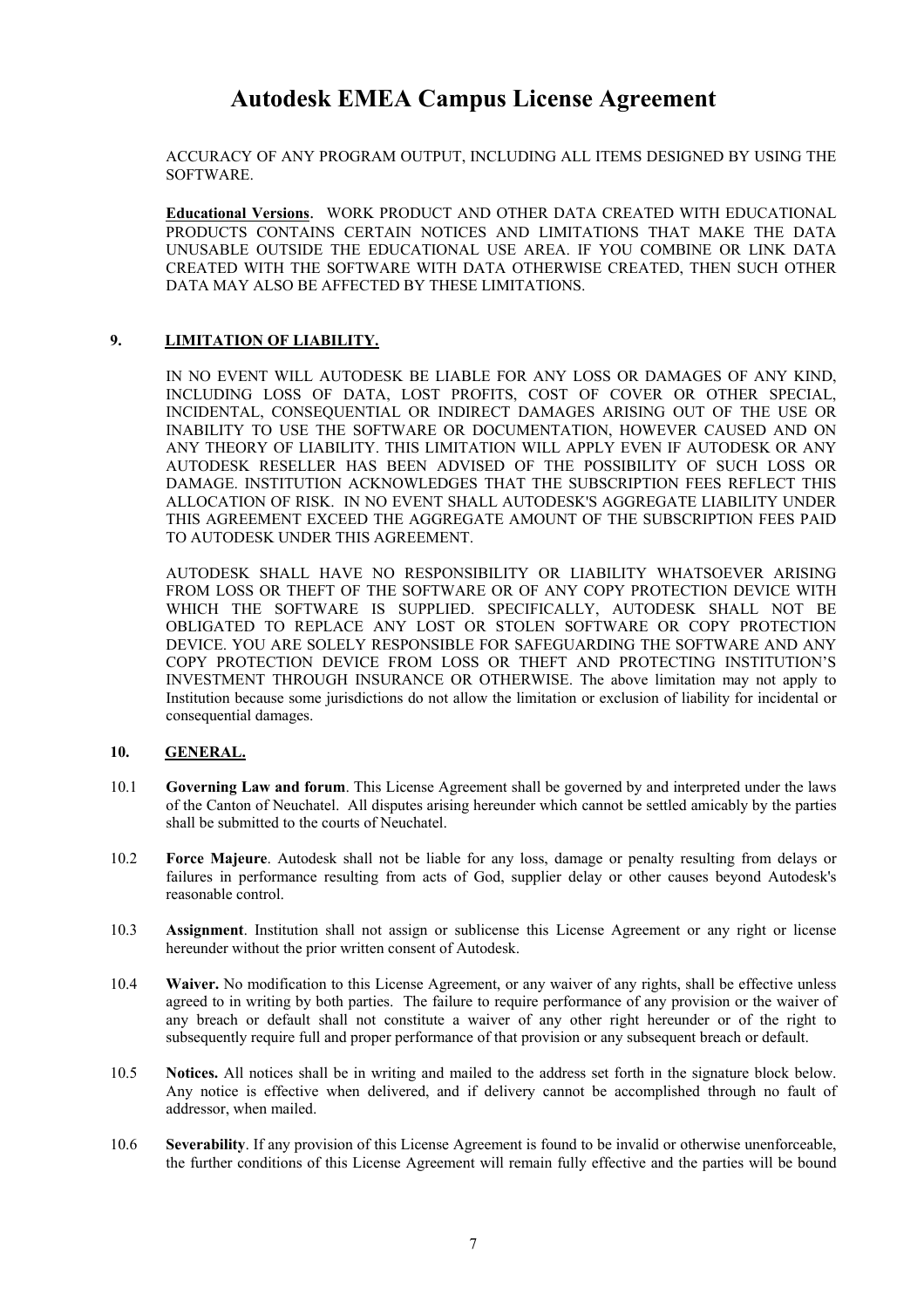ACCURACY OF ANY PROGRAM OUTPUT, INCLUDING ALL ITEMS DESIGNED BY USING THE SOFTWARE.

**Educational Versions**. WORK PRODUCT AND OTHER DATA CREATED WITH EDUCATIONAL PRODUCTS CONTAINS CERTAIN NOTICES AND LIMITATIONS THAT MAKE THE DATA UNUSABLE OUTSIDE THE EDUCATIONAL USE AREA. IF YOU COMBINE OR LINK DATA CREATED WITH THE SOFTWARE WITH DATA OTHERWISE CREATED, THEN SUCH OTHER DATA MAY ALSO BE AFFECTED BY THESE LIMITATIONS.

## 9. LIMITATION OF LIABILITY.

IN NO EVENT WILL AUTODESK BE LIABLE FOR ANY LOSS OR DAMAGES OF ANY KIND, INCLUDING LOSS OF DATA, LOST PROFITS, COST OF COVER OR OTHER SPECIAL, INCIDENTAL, CONSEQUENTIAL OR INDIRECT DAMAGES ARISING OUT OF THE USE OR INABILITY TO USE THE SOFTWARE OR DOCUMENTATION, HOWEVER CAUSED AND ON ANY THEORY OF LIABILITY. THIS LIMITATION WILL APPLY EVEN IF AUTODESK OR ANY AUTODESK RESELLER HAS BEEN ADVISED OF THE POSSIBILITY OF SUCH LOSS OR DAMAGE. INSTITUTION ACKNOWLEDGES THAT THE SUBSCRIPTION FEES REFLECT THIS ALLOCATION OF RISK. IN NO EVENT SHALL AUTODESK'S AGGREGATE LIABILITY UNDER THIS AGREEMENT EXCEED THE AGGREGATE AMOUNT OF THE SUBSCRIPTION FEES PAID TO AUTODESK UNDER THIS AGREEMENT.

AUTODESK SHALL HAVE NO RESPONSIBILITY OR LIABILITY WHATSOEVER ARISING FROM LOSS OR THEFT OF THE SOFTWARE OR OF ANY COPY PROTECTION DEVICE WITH WHICH THE SOFTWARE IS SUPPLIED. SPECIFICALLY, AUTODESK SHALL NOT BE OBLIGATED TO REPLACE ANY LOST OR STOLEN SOFTWARE OR COPY PROTECTION DEVICE. YOU ARE SOLELY RESPONSIBLE FOR SAFEGUARDING THE SOFTWARE AND ANY COPY PROTECTION DEVICE FROM LOSS OR THEFT AND PROTECTING INSTITUTION'S INVESTMENT THROUGH INSURANCE OR OTHERWISE. The above limitation may not apply to Institution because some jurisdictions do not allow the limitation or exclusion of liability for incidental or consequential damages.

## 10. GENERAL.

10.1 **Governing Law and forum**. This License Agreement shall be governed by and interpreted under the laws of the Canton of Neuchatel. All disputes arising hereunder which cannot be settled amicably by the parties shall be submitted to the courts of Neuchatel.

10.2 **Force Majeure**. Autodesk shall not be liable for any loss, damage or penalty resulting from delays or failures in performance resulting from acts of God, supplier delay or other causes beyond Autodesk's reasonable control.

10.3 **Assignment**. Institution shall not assign or sublicense this License Agreement or any right or license hereunder without the prior written consent of Autodesk.

10.4 **Waiver.** No modification to this License Agreement, or any waiver of any rights, shall be effective unless agreed to in writing by both parties. The failure to require performance of any provision or the waiver of any breach or default shall not constitute a waiver of any other right hereunder or of the right to subsequently require full and proper performance of that provision or any subsequent breach or default.

10.5 **Notices.** All notices shall be in writing and mailed to the address set forth in the signature block below. Any notice is effective when delivered, and if delivery cannot be accomplished through no fault of addressor, when mailed.

10.6 **Severability**. If any provision of this License Agreement is found to be invalid or otherwise unenforceable, the further conditions of this License Agreement will remain fully effective and the parties will be bound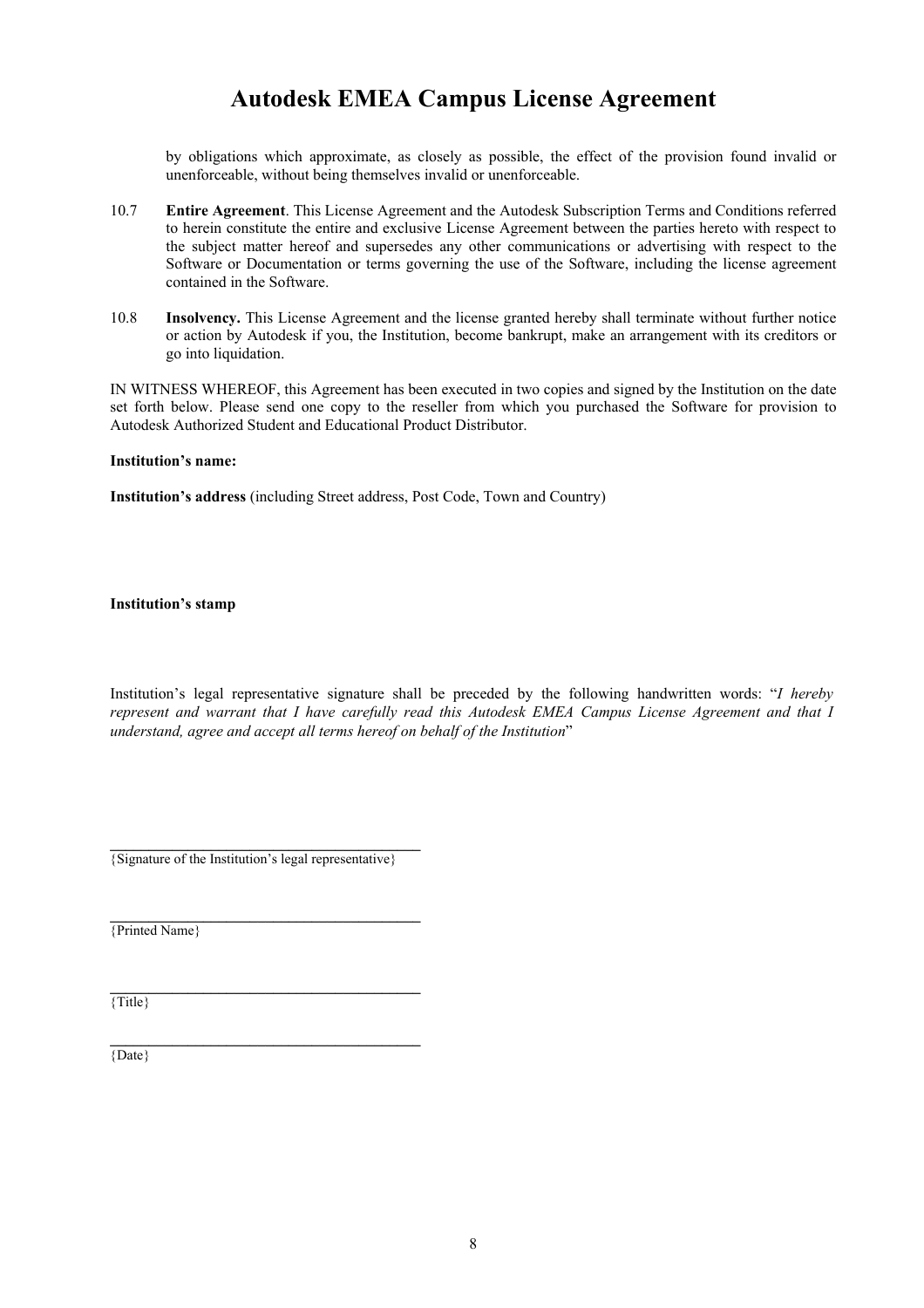by obligations which approximate, as closely as possible, the effect of the provision found invalid or unenforceable, without being themselves invalid or unenforceable.

10.7 **Entire Agreement**. This License Agreement and the Autodesk Subscription Terms and Conditions referred to herein constitute the entire and exclusive License Agreement between the parties hereto with respect to the subject matter hereof and supersedes any other communications or advertising with respect to the Software or Documentation or terms governing the use of the Software, including the license agreement contained in the Software.

10.8 **Insolvency.** This License Agreement and the license granted hereby shall terminate without further notice or action by Autodesk if you, the Institution, become bankrupt, make an arrangement with its creditors or go into liquidation.

IN WITNESS WHEREOF, this Agreement has been executed in two copies and signed by the Institution on the date set forth below. Please send one copy to the reseller from which you purchased the Software for provision to Autodesk Authorized Student and Educational Product Distributor.

**Institution's name:**

**Institution's address** (including Street address, Post Code, Town and Country)

**Institution's stamp**

Institution's legal representative signature shall be preceded by the following handwritten words: "*I hereby represent and warrant that I have carefully read this Autodesk EMEA Campus License Agreement and that I understand, agree and accept all terms hereof on behalf of the Institution*"

\_\_\_\_\_\_\_\_\_\_\_\_\_\_\_\_\_\_\_\_\_\_\_\_\_\_\_\_\_\_\_\_\_\_\_\_\_\_\_\_
{Signature of the Institution's legal representative}

\_\_\_\_\_\_\_\_\_\_\_\_\_\_\_\_\_\_\_\_\_\_\_\_\_\_\_\_\_\_\_\_\_\_\_\_\_\_\_\_
{Printed Name}

\_\_\_\_\_\_\_\_\_\_\_\_\_\_\_\_\_\_\_\_\_\_\_\_\_\_\_\_\_\_\_\_\_\_\_\_\_\_\_\_
{Title}

\_\_\_\_\_\_\_\_\_\_\_\_\_\_\_\_\_\_\_\_\_\_\_\_\_\_\_\_\_\_\_\_\_\_\_\_\_\_\_\_
{Date}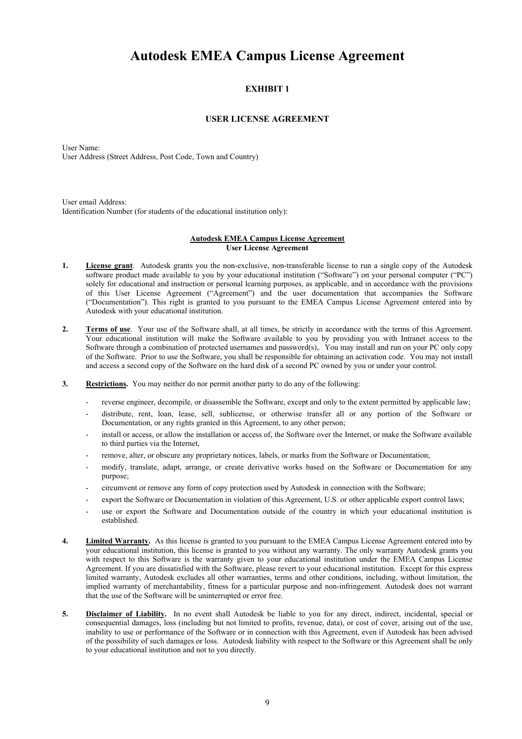# Autodesk EMEA Campus License Agreement

## EXHIBIT 1

## USER LICENSE AGREEMENT

User Name:
User Address (Street Address, Post Code, Town and Country)

User email Address:
Identification Number (for students of the educational institution only):

**Autodesk EMEA Campus License Agreement**
**User License Agreement**

1. **License grant**. Autodesk grants you the non-exclusive, non-transferable license to run a single copy of the Autodesk software product made available to you by your educational institution ("Software") on your personal computer ("PC") solely for educational and instruction or personal learning purposes, as applicable, and in accordance with the provisions of this User License Agreement ("Agreement") and the user documentation that accompanies the Software ("Documentation"). This right is granted to you pursuant to the EMEA Campus License Agreement entered into by Autodesk with your educational institution.

2. **Terms of use**. Your use of the Software shall, at all times, be strictly in accordance with the terms of this Agreement. Your educational institution will make the Software available to you by providing you with Intranet access to the Software through a combination of protected usernames and password(s),. You may install and run on your PC only copy of the Software. Prior to use the Software, you shall be responsible for obtaining an activation code. You may not install and access a second copy of the Software on the hard disk of a second PC owned by you or under your control.

3. **Restrictions.** You may neither do nor permit another party to do any of the following:

   - reverse engineer, decompile, or disassemble the Software, except and only to the extent permitted by applicable law;
   - distribute, rent, loan, lease, sell, sublicense, or otherwise transfer all or any portion of the Software or Documentation, or any rights granted in this Agreement, to any other person;
   - install or access, or allow the installation or access of, the Software over the Internet, or make the Software available to third parties via the Internet,
   - remove, alter, or obscure any proprietary notices, labels, or marks from the Software or Documentation;
   - modify, translate, adapt, arrange, or create derivative works based on the Software or Documentation for any purpose;
   - circumvent or remove any form of copy protection used by Autodesk in connection with the Software;
   - export the Software or Documentation in violation of this Agreement, U.S. or other applicable export control laws;
   - use or export the Software and Documentation outside of the country in which your educational institution is established.

4. **Limited Warranty.** As this license is granted to you pursuant to the EMEA Campus License Agreement entered into by your educational institution, this license is granted to you without any warranty. The only warranty Autodesk grants you with respect to this Software is the warranty given to your educational institution under the EMEA Campus License Agreement. If you are dissatisfied with the Software, please revert to your educational institution. Except for this express limited warranty, Autodesk excludes all other warranties, terms and other conditions, including, without limitation, the implied warranty of merchantability, fitness for a particular purpose and non-infringement. Autodesk does not warrant that the use of the Software will be uninterrupted or error free.

5. **Disclaimer of Liability.** In no event shall Autodesk be liable to you for any direct, indirect, incidental, special or consequential damages, loss (including but not limited to profits, revenue, data), or cost of cover, arising out of the use, inability to use or performance of the Software or in connection with this Agreement, even if Autodesk has been advised of the possibility of such damages or loss. Autodesk liability with respect to the Software or this Agreement shall be only to your educational institution and not to you directly.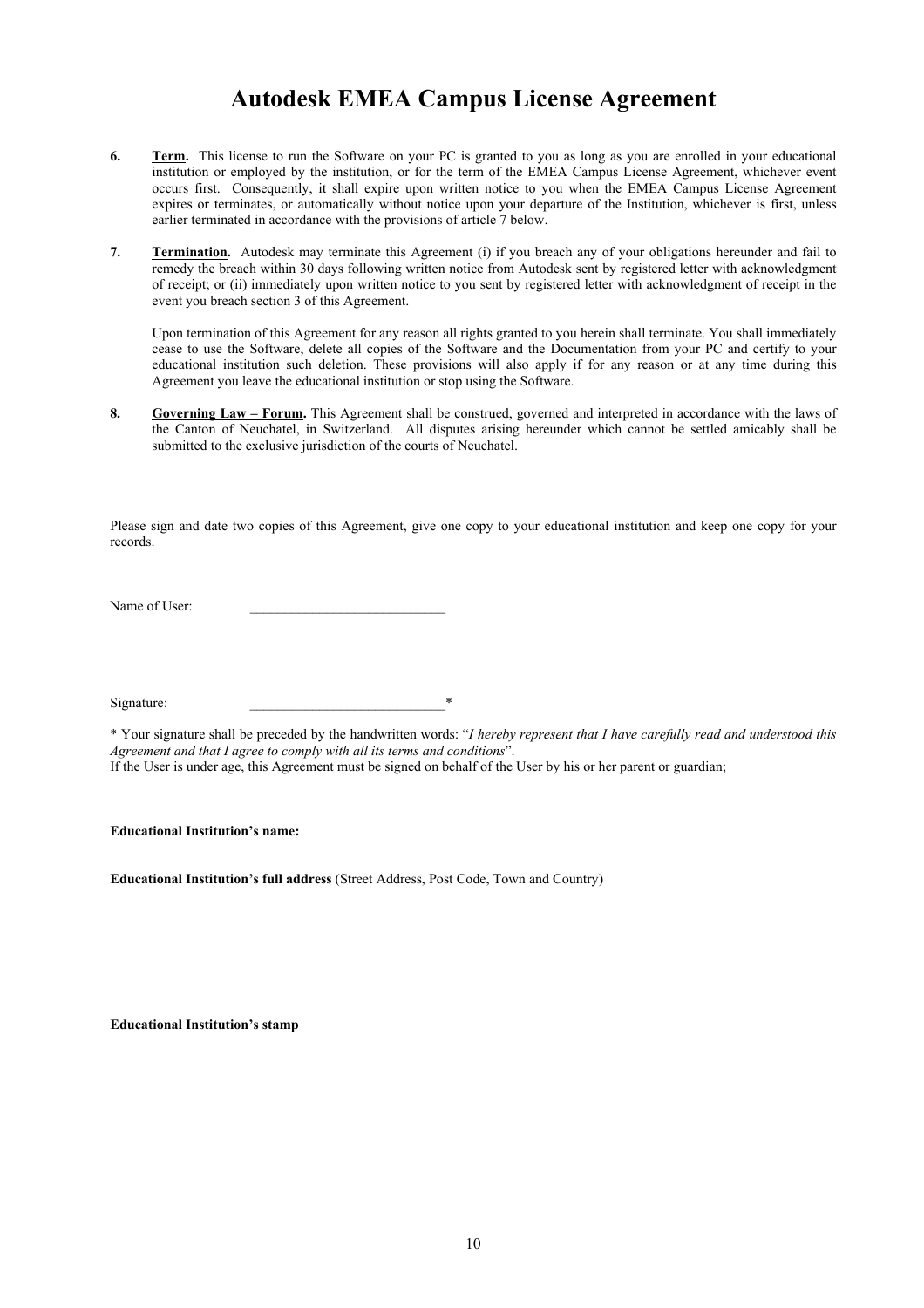# Autodesk EMEA Campus License Agreement

**6.** **Term.** This license to run the Software on your PC is granted to you as long as you are enrolled in your educational institution or employed by the institution, or for the term of the EMEA Campus License Agreement, whichever event occurs first. Consequently, it shall expire upon written notice to you when the EMEA Campus License Agreement expires or terminates, or automatically without notice upon your departure of the Institution, whichever is first, unless earlier terminated in accordance with the provisions of article 7 below.

**7.** **Termination.** Autodesk may terminate this Agreement (i) if you breach any of your obligations hereunder and fail to remedy the breach within 30 days following written notice from Autodesk sent by registered letter with acknowledgment of receipt; or (ii) immediately upon written notice to you sent by registered letter with acknowledgment of receipt in the event you breach section 3 of this Agreement.

Upon termination of this Agreement for any reason all rights granted to you herein shall terminate. You shall immediately cease to use the Software, delete all copies of the Software and the Documentation from your PC and certify to your educational institution such deletion. These provisions will also apply if for any reason or at any time during this Agreement you leave the educational institution or stop using the Software.

**8.** **Governing Law – Forum.** This Agreement shall be construed, governed and interpreted in accordance with the laws of the Canton of Neuchatel, in Switzerland. All disputes arising hereunder which cannot be settled amicably shall be submitted to the exclusive jurisdiction of the courts of Neuchatel.

Please sign and date two copies of this Agreement, give one copy to your educational institution and keep one copy for your records.

Name of User: ____________________________

Signature: ____________________________*

* Your signature shall be preceded by the handwritten words: "*I hereby represent that I have carefully read and understood this Agreement and that I agree to comply with all its terms and conditions*".
If the User is under age, this Agreement must be signed on behalf of the User by his or her parent or guardian;

**Educational Institution's name:**

**Educational Institution's full address** (Street Address, Post Code, Town and Country)

**Educational Institution's stamp**